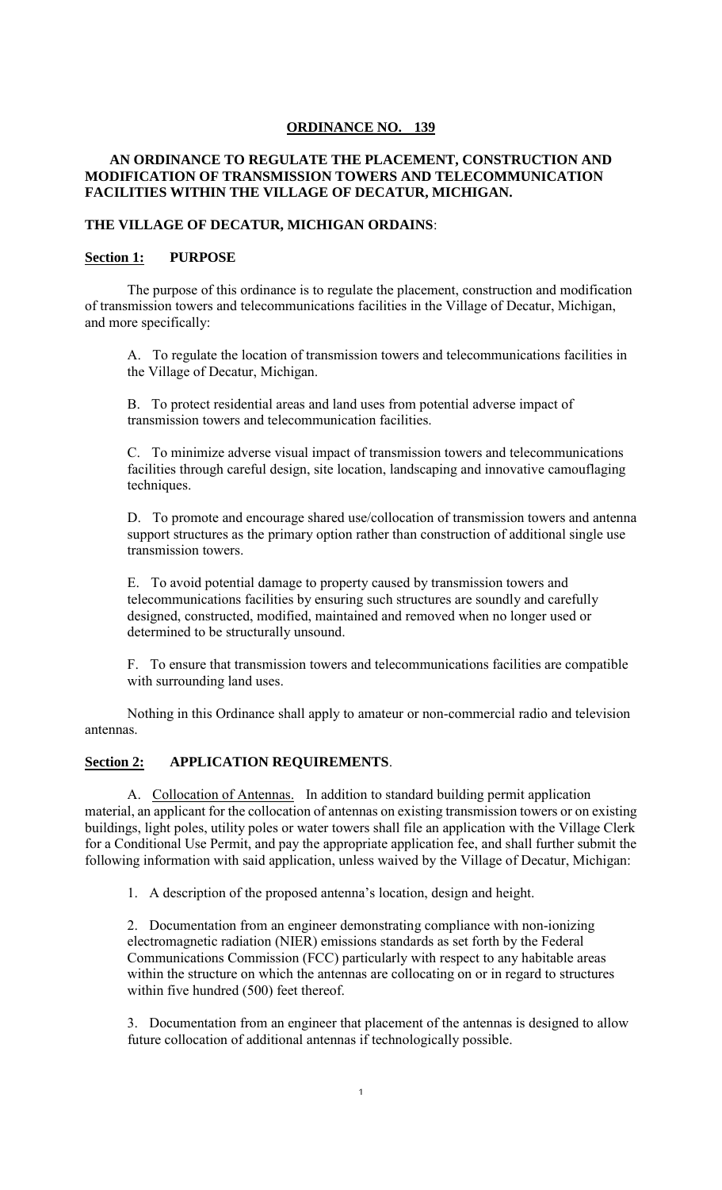# ORDINANCE NO. 139

## AN ORDINANCE TO REGULATE THE PLACEMENT, CONSTRUCTION AND MODIFICATION OF TRANSMISSION TOWERS AND TELECOMMUNICATION FACILITIES WITHIN THE VILLAGE OF DECATUR, MICHIGAN.

**THE VILLAGE OF DECATUR, MICHIGAN ORDAINS**:

## Section 1: PURPOSE

The purpose of this ordinance is to regulate the placement, construction and modification of transmission towers and telecommunications facilities in the Village of Decatur, Michigan, and more specifically:

A. To regulate the location of transmission towers and telecommunications facilities in the Village of Decatur, Michigan.

B. To protect residential areas and land uses from potential adverse impact of transmission towers and telecommunication facilities.

C. To minimize adverse visual impact of transmission towers and telecommunications facilities through careful design, site location, landscaping and innovative camouflaging techniques.

D. To promote and encourage shared use/collocation of transmission towers and antenna support structures as the primary option rather than construction of additional single use transmission towers.

E. To avoid potential damage to property caused by transmission towers and telecommunications facilities by ensuring such structures are soundly and carefully designed, constructed, modified, maintained and removed when no longer used or determined to be structurally unsound.

F. To ensure that transmission towers and telecommunications facilities are compatible with surrounding land uses.

Nothing in this Ordinance shall apply to amateur or non-commercial radio and television antennas.

## Section 2: APPLICATION REQUIREMENTS.

A. Collocation of Antennas. In addition to standard building permit application material, an applicant for the collocation of antennas on existing transmission towers or on existing buildings, light poles, utility poles or water towers shall file an application with the Village Clerk for a Conditional Use Permit, and pay the appropriate application fee, and shall further submit the following information with said application, unless waived by the Village of Decatur, Michigan:

1. A description of the proposed antenna's location, design and height.

2. Documentation from an engineer demonstrating compliance with non-ionizing electromagnetic radiation (NIER) emissions standards as set forth by the Federal Communications Commission (FCC) particularly with respect to any habitable areas within the structure on which the antennas are collocating on or in regard to structures within five hundred (500) feet thereof.

3. Documentation from an engineer that placement of the antennas is designed to allow future collocation of additional antennas if technologically possible.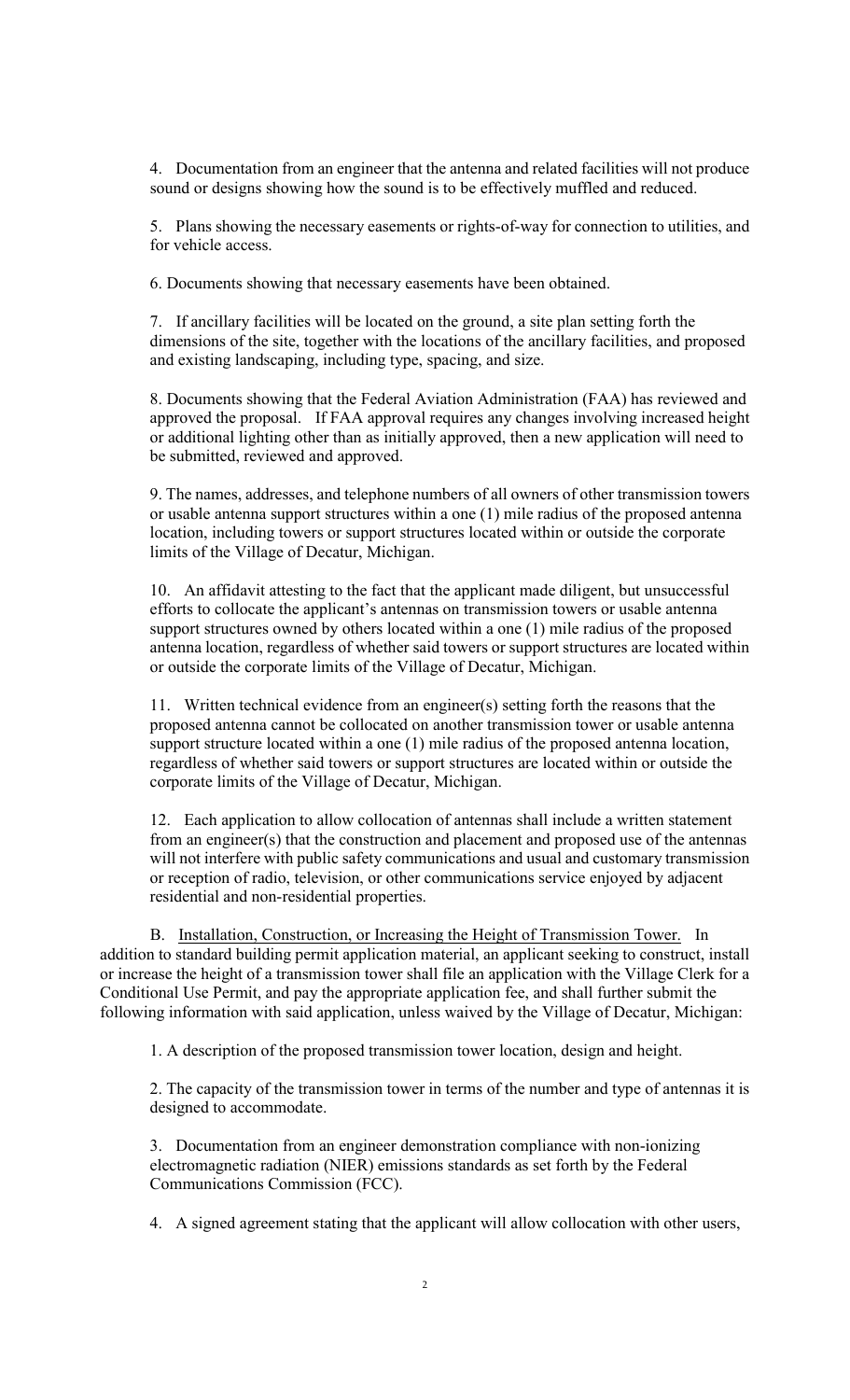4. Documentation from an engineer that the antenna and related facilities will not produce sound or designs showing how the sound is to be effectively muffled and reduced.

5. Plans showing the necessary easements or rights-of-way for connection to utilities, and for vehicle access.

6. Documents showing that necessary easements have been obtained.

7. If ancillary facilities will be located on the ground, a site plan setting forth the dimensions of the site, together with the locations of the ancillary facilities, and proposed and existing landscaping, including type, spacing, and size.

8. Documents showing that the Federal Aviation Administration (FAA) has reviewed and approved the proposal. If FAA approval requires any changes involving increased height or additional lighting other than as initially approved, then a new application will need to be submitted, reviewed and approved.

9. The names, addresses, and telephone numbers of all owners of other transmission towers or usable antenna support structures within a one (1) mile radius of the proposed antenna location, including towers or support structures located within or outside the corporate limits of the Village of Decatur, Michigan.

10. An affidavit attesting to the fact that the applicant made diligent, but unsuccessful efforts to collocate the applicant's antennas on transmission towers or usable antenna support structures owned by others located within a one (1) mile radius of the proposed antenna location, regardless of whether said towers or support structures are located within or outside the corporate limits of the Village of Decatur, Michigan.

11. Written technical evidence from an engineer(s) setting forth the reasons that the proposed antenna cannot be collocated on another transmission tower or usable antenna support structure located within a one (1) mile radius of the proposed antenna location, regardless of whether said towers or support structures are located within or outside the corporate limits of the Village of Decatur, Michigan.

12. Each application to allow collocation of antennas shall include a written statement from an engineer(s) that the construction and placement and proposed use of the antennas will not interfere with public safety communications and usual and customary transmission or reception of radio, television, or other communications service enjoyed by adjacent residential and non-residential properties.

B. Installation, Construction, or Increasing the Height of Transmission Tower. In addition to standard building permit application material, an applicant seeking to construct, install or increase the height of a transmission tower shall file an application with the Village Clerk for a Conditional Use Permit, and pay the appropriate application fee, and shall further submit the following information with said application, unless waived by the Village of Decatur, Michigan:

1. A description of the proposed transmission tower location, design and height.

2. The capacity of the transmission tower in terms of the number and type of antennas it is designed to accommodate.

3. Documentation from an engineer demonstration compliance with non-ionizing electromagnetic radiation (NIER) emissions standards as set forth by the Federal Communications Commission (FCC).

4. A signed agreement stating that the applicant will allow collocation with other users,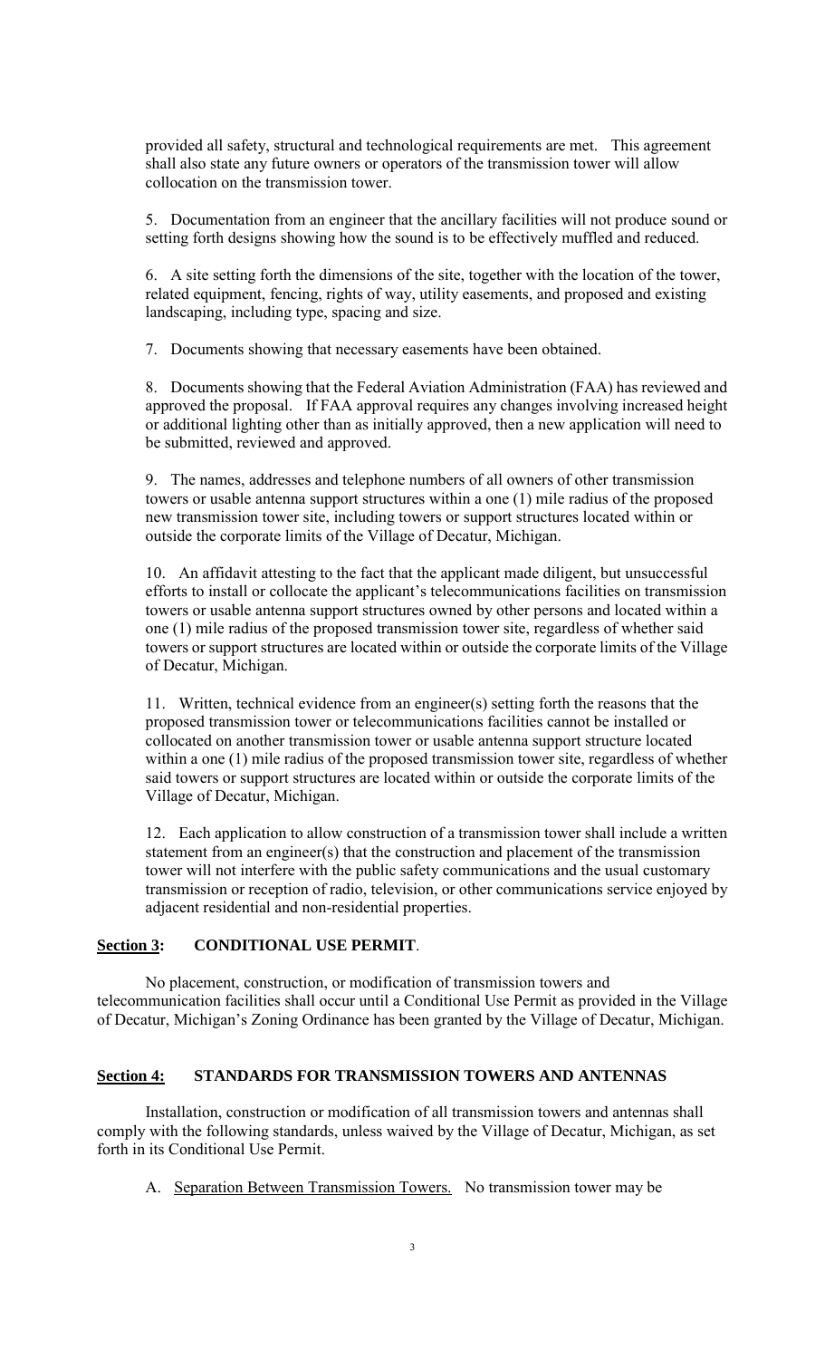provided all safety, structural and technological requirements are met. This agreement shall also state any future owners or operators of the transmission tower will allow collocation on the transmission tower.

5. Documentation from an engineer that the ancillary facilities will not produce sound or setting forth designs showing how the sound is to be effectively muffled and reduced.

6. A site setting forth the dimensions of the site, together with the location of the tower, related equipment, fencing, rights of way, utility easements, and proposed and existing landscaping, including type, spacing and size.

7. Documents showing that necessary easements have been obtained.

8. Documents showing that the Federal Aviation Administration (FAA) has reviewed and approved the proposal. If FAA approval requires any changes involving increased height or additional lighting other than as initially approved, then a new application will need to be submitted, reviewed and approved.

9. The names, addresses and telephone numbers of all owners of other transmission towers or usable antenna support structures within a one (1) mile radius of the proposed new transmission tower site, including towers or support structures located within or outside the corporate limits of the Village of Decatur, Michigan.

10. An affidavit attesting to the fact that the applicant made diligent, but unsuccessful efforts to install or collocate the applicant's telecommunications facilities on transmission towers or usable antenna support structures owned by other persons and located within a one (1) mile radius of the proposed transmission tower site, regardless of whether said towers or support structures are located within or outside the corporate limits of the Village of Decatur, Michigan.

11. Written, technical evidence from an engineer(s) setting forth the reasons that the proposed transmission tower or telecommunications facilities cannot be installed or collocated on another transmission tower or usable antenna support structure located within a one (1) mile radius of the proposed transmission tower site, regardless of whether said towers or support structures are located within or outside the corporate limits of the Village of Decatur, Michigan.

12. Each application to allow construction of a transmission tower shall include a written statement from an engineer(s) that the construction and placement of the transmission tower will not interfere with the public safety communications and the usual customary transmission or reception of radio, television, or other communications service enjoyed by adjacent residential and non-residential properties.

## Section 3: CONDITIONAL USE PERMIT.

No placement, construction, or modification of transmission towers and telecommunication facilities shall occur until a Conditional Use Permit as provided in the Village of Decatur, Michigan's Zoning Ordinance has been granted by the Village of Decatur, Michigan.

## Section 4: STANDARDS FOR TRANSMISSION TOWERS AND ANTENNAS

Installation, construction or modification of all transmission towers and antennas shall comply with the following standards, unless waived by the Village of Decatur, Michigan, as set forth in its Conditional Use Permit.

A. Separation Between Transmission Towers. No transmission tower may be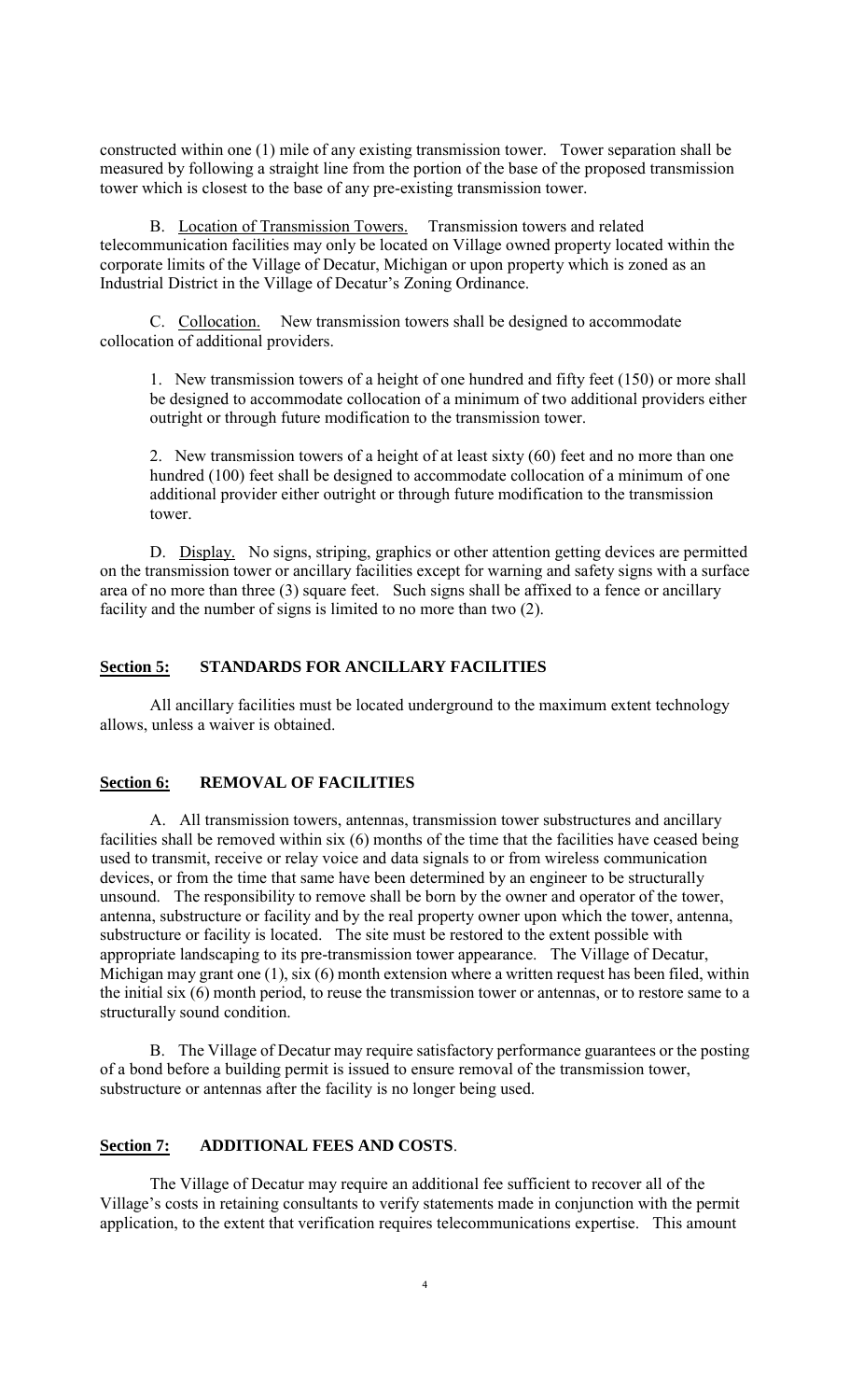constructed within one (1) mile of any existing transmission tower. Tower separation shall be measured by following a straight line from the portion of the base of the proposed transmission tower which is closest to the base of any pre-existing transmission tower.

B. Location of Transmission Towers. Transmission towers and related telecommunication facilities may only be located on Village owned property located within the corporate limits of the Village of Decatur, Michigan or upon property which is zoned as an Industrial District in the Village of Decatur's Zoning Ordinance.

C. Collocation. New transmission towers shall be designed to accommodate collocation of additional providers.

1. New transmission towers of a height of one hundred and fifty feet (150) or more shall be designed to accommodate collocation of a minimum of two additional providers either outright or through future modification to the transmission tower.

2. New transmission towers of a height of at least sixty (60) feet and no more than one hundred (100) feet shall be designed to accommodate collocation of a minimum of one additional provider either outright or through future modification to the transmission tower.

D. Display. No signs, striping, graphics or other attention getting devices are permitted on the transmission tower or ancillary facilities except for warning and safety signs with a surface area of no more than three (3) square feet. Such signs shall be affixed to a fence or ancillary facility and the number of signs is limited to no more than two (2).

## Section 5: STANDARDS FOR ANCILLARY FACILITIES

All ancillary facilities must be located underground to the maximum extent technology allows, unless a waiver is obtained.

## Section 6: REMOVAL OF FACILITIES

A. All transmission towers, antennas, transmission tower substructures and ancillary facilities shall be removed within six (6) months of the time that the facilities have ceased being used to transmit, receive or relay voice and data signals to or from wireless communication devices, or from the time that same have been determined by an engineer to be structurally unsound. The responsibility to remove shall be born by the owner and operator of the tower, antenna, substructure or facility and by the real property owner upon which the tower, antenna, substructure or facility is located. The site must be restored to the extent possible with appropriate landscaping to its pre-transmission tower appearance. The Village of Decatur, Michigan may grant one (1), six (6) month extension where a written request has been filed, within the initial six (6) month period, to reuse the transmission tower or antennas, or to restore same to a structurally sound condition.

B. The Village of Decatur may require satisfactory performance guarantees or the posting of a bond before a building permit is issued to ensure removal of the transmission tower, substructure or antennas after the facility is no longer being used.

## Section 7: ADDITIONAL FEES AND COSTS.

The Village of Decatur may require an additional fee sufficient to recover all of the Village's costs in retaining consultants to verify statements made in conjunction with the permit application, to the extent that verification requires telecommunications expertise. This amount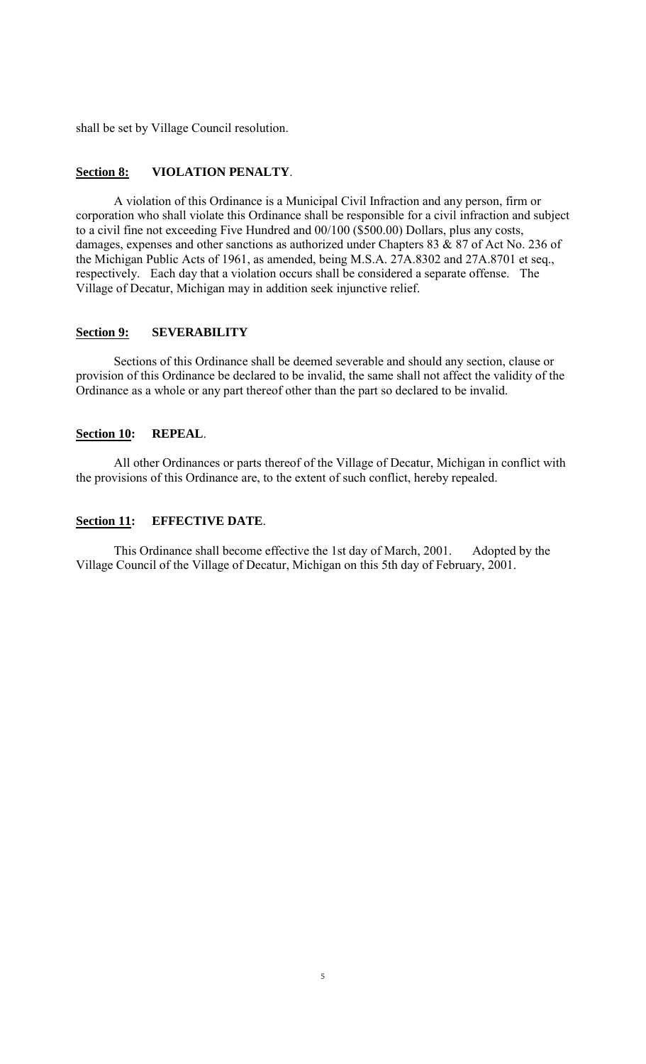shall be set by Village Council resolution.

**Section 8: VIOLATION PENALTY**.

A violation of this Ordinance is a Municipal Civil Infraction and any person, firm or corporation who shall violate this Ordinance shall be responsible for a civil infraction and subject to a civil fine not exceeding Five Hundred and 00/100 ($500.00) Dollars, plus any costs, damages, expenses and other sanctions as authorized under Chapters 83 & 87 of Act No. 236 of the Michigan Public Acts of 1961, as amended, being M.S.A. 27A.8302 and 27A.8701 et seq., respectively. Each day that a violation occurs shall be considered a separate offense. The Village of Decatur, Michigan may in addition seek injunctive relief.

**Section 9: SEVERABILITY**

Sections of this Ordinance shall be deemed severable and should any section, clause or provision of this Ordinance be declared to be invalid, the same shall not affect the validity of the Ordinance as a whole or any part thereof other than the part so declared to be invalid.

**Section 10: REPEAL**.

All other Ordinances or parts thereof of the Village of Decatur, Michigan in conflict with the provisions of this Ordinance are, to the extent of such conflict, hereby repealed.

**Section 11: EFFECTIVE DATE**.

This Ordinance shall become effective the 1st day of March, 2001. Adopted by the Village Council of the Village of Decatur, Michigan on this 5th day of February, 2001.